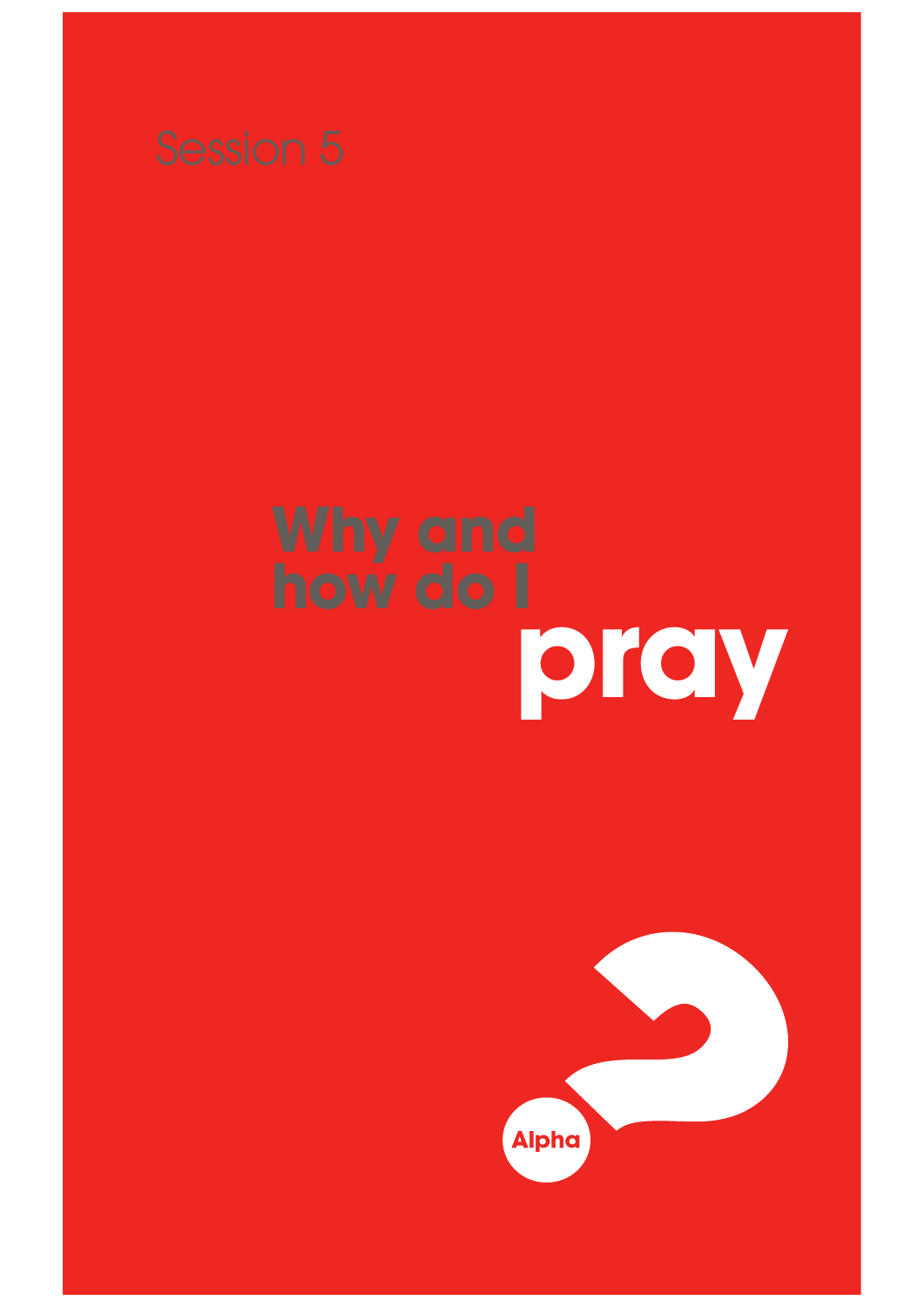Session 5

# Why and how do I pray

Alpha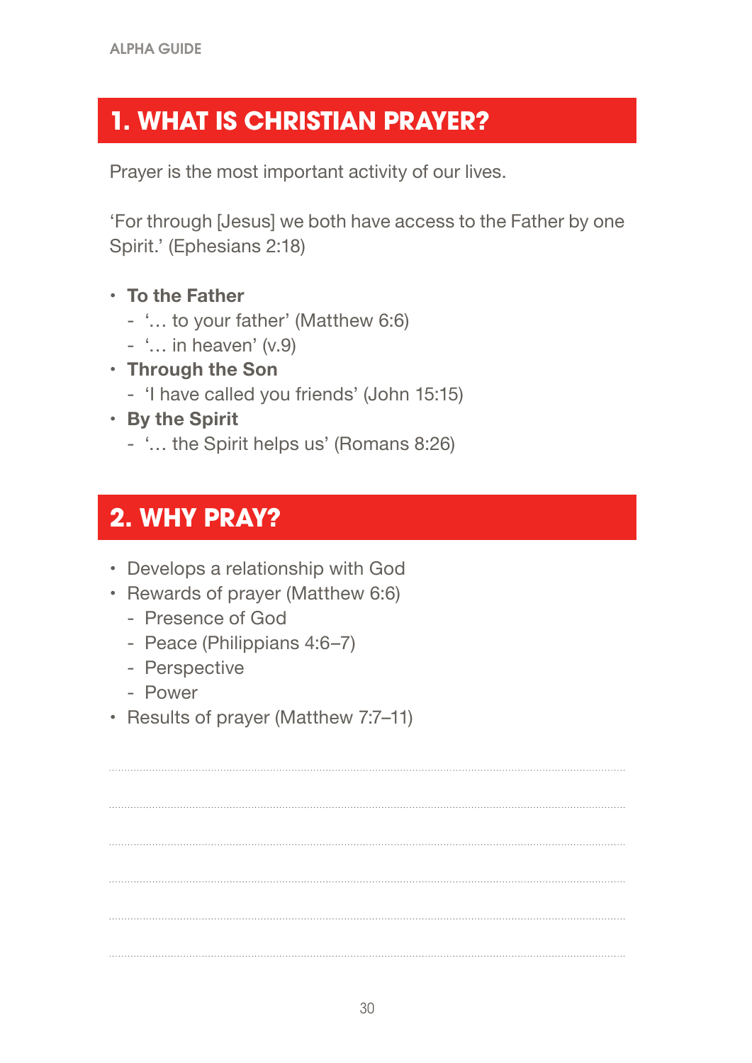## 1. WHAT IS CHRISTIAN PRAYER?

Prayer is the most important activity of our lives.

'For through [Jesus] we both have access to the Father by one Spirit.' (Ephesians 2:18)

- **To the Father**
  - '… to your father' (Matthew 6:6)
  - '… in heaven' (v.9)
- **Through the Son**
  - 'I have called you friends' (John 15:15)
- **By the Spirit**
  - '… the Spirit helps us' (Romans 8:26)

## 2. WHY PRAY?

- Develops a relationship with God
- Rewards of prayer (Matthew 6:6)
  - Presence of God
  - Peace (Philippians 4:6–7)
  - Perspective
  - Power
- Results of prayer (Matthew 7:7–11)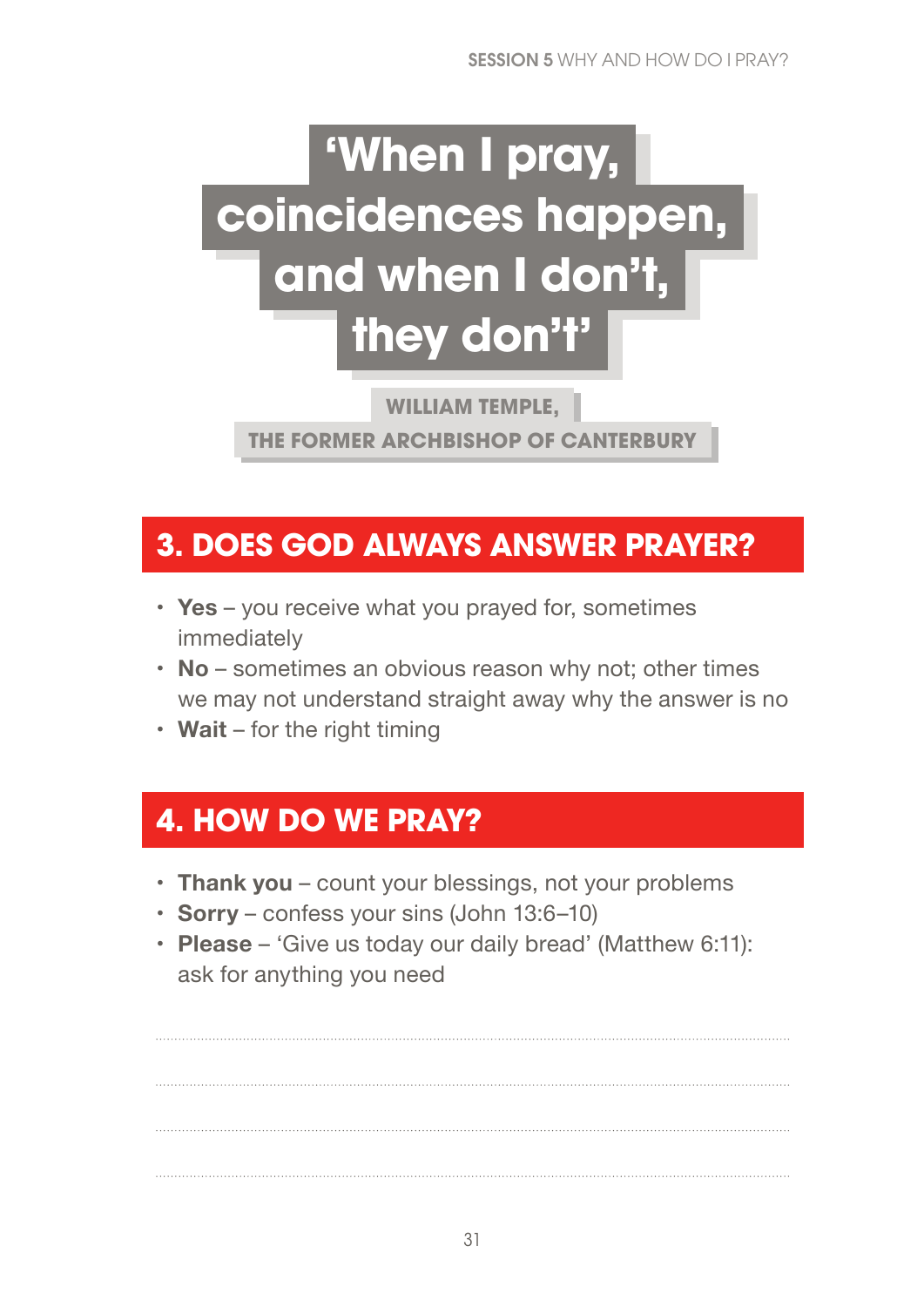> **'When I pray, coincidences happen, and when I don't, they don't'**
>
> WILLIAM TEMPLE,
> THE FORMER ARCHBISHOP OF CANTERBURY

## 3. DOES GOD ALWAYS ANSWER PRAYER?

- **Yes** – you receive what you prayed for, sometimes immediately
- **No** – sometimes an obvious reason why not; other times we may not understand straight away why the answer is no
- **Wait** – for the right timing

## 4. HOW DO WE PRAY?

- **Thank you** – count your blessings, not your problems
- **Sorry** – confess your sins (John 13:6–10)
- **Please** – 'Give us today our daily bread' (Matthew 6:11): ask for anything you need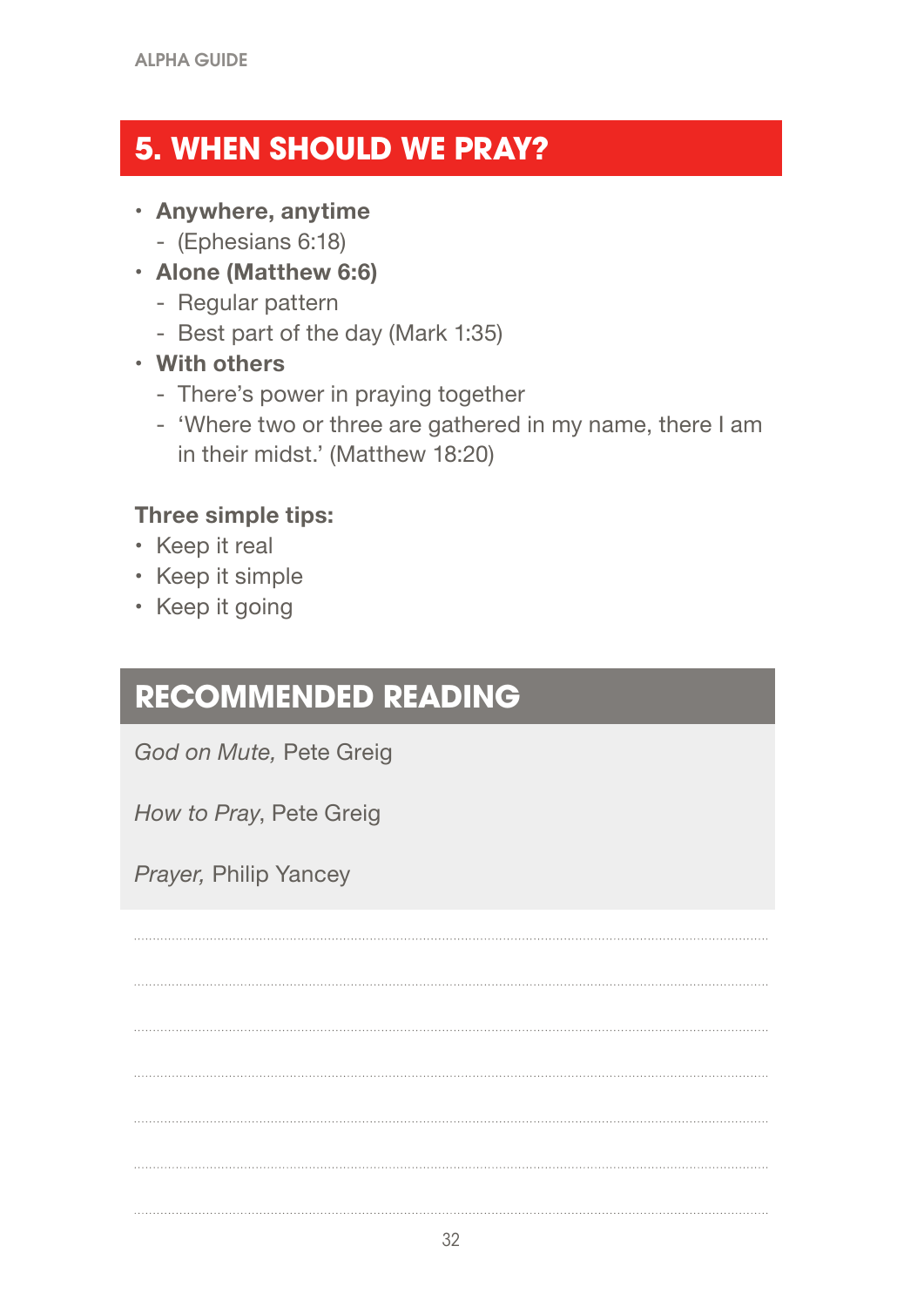## 5. WHEN SHOULD WE PRAY?

- **Anywhere, anytime**
  - (Ephesians 6:18)
- **Alone (Matthew 6:6)**
  - Regular pattern
  - Best part of the day (Mark 1:35)
- **With others**
  - There's power in praying together
  - 'Where two or three are gathered in my name, there I am in their midst.' (Matthew 18:20)

**Three simple tips:**

- Keep it real
- Keep it simple
- Keep it going

## RECOMMENDED READING

*God on Mute,* Pete Greig

*How to Pray*, Pete Greig

*Prayer,* Philip Yancey